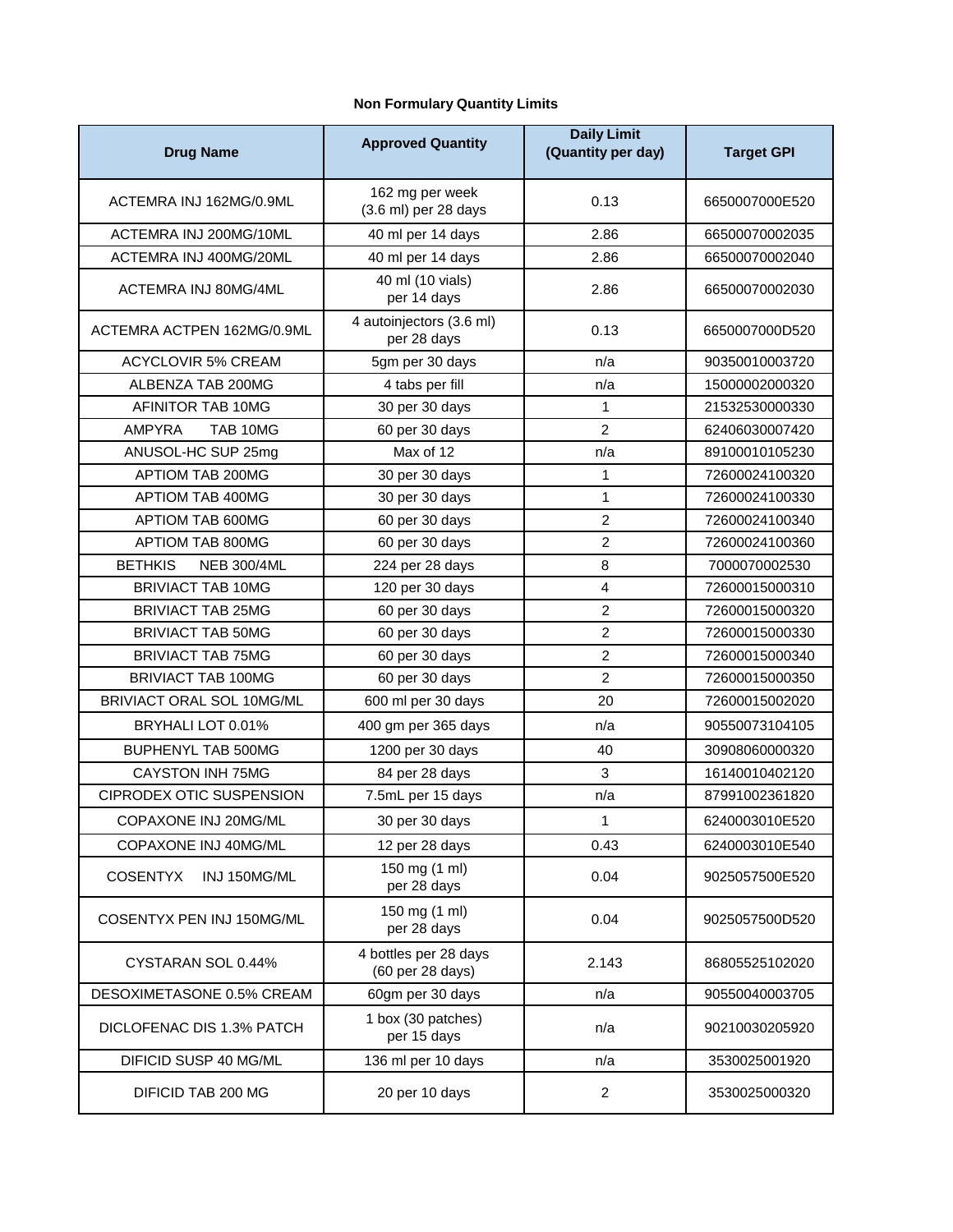**Non Formulary Quantity Limits**

| Drug Name | Approved Quantity | Daily Limit (Quantity per day) | Target GPI |
|---|---|---|---|
| ACTEMRA INJ 162MG/0.9ML | 162 mg per week (3.6 ml) per 28 days | 0.13 | 6650007000E520 |
| ACTEMRA INJ 200MG/10ML | 40 ml per 14 days | 2.86 | 66500070002035 |
| ACTEMRA INJ 400MG/20ML | 40 ml per 14 days | 2.86 | 66500070002040 |
| ACTEMRA INJ 80MG/4ML | 40 ml (10 vials) per 14 days | 2.86 | 66500070002030 |
| ACTEMRA ACTPEN 162MG/0.9ML | 4 autoinjectors (3.6 ml) per 28 days | 0.13 | 6650007000D520 |
| ACYCLOVIR 5% CREAM | 5gm per 30 days | n/a | 90350010003720 |
| ALBENZA TAB 200MG | 4 tabs per fill | n/a | 15000002000320 |
| AFINITOR TAB 10MG | 30 per 30 days | 1 | 21532530000330 |
| AMPYRA TAB 10MG | 60 per 30 days | 2 | 62406030007420 |
| ANUSOL-HC SUP 25mg | Max of 12 | n/a | 89100010105230 |
| APTIOM TAB 200MG | 30 per 30 days | 1 | 72600024100320 |
| APTIOM TAB 400MG | 30 per 30 days | 1 | 72600024100330 |
| APTIOM TAB 600MG | 60 per 30 days | 2 | 72600024100340 |
| APTIOM TAB 800MG | 60 per 30 days | 2 | 72600024100360 |
| BETHKIS NEB 300/4ML | 224 per 28 days | 8 | 7000070002530 |
| BRIVIACT TAB 10MG | 120 per 30 days | 4 | 72600015000310 |
| BRIVIACT TAB 25MG | 60 per 30 days | 2 | 72600015000320 |
| BRIVIACT TAB 50MG | 60 per 30 days | 2 | 72600015000330 |
| BRIVIACT TAB 75MG | 60 per 30 days | 2 | 72600015000340 |
| BRIVIACT TAB 100MG | 60 per 30 days | 2 | 72600015000350 |
| BRIVIACT ORAL SOL 10MG/ML | 600 ml per 30 days | 20 | 72600015002020 |
| BRYHALI LOT 0.01% | 400 gm per 365 days | n/a | 90550073104105 |
| BUPHENYL TAB 500MG | 1200 per 30 days | 40 | 30908060000320 |
| CAYSTON INH 75MG | 84 per 28 days | 3 | 16140010402120 |
| CIPRODEX OTIC SUSPENSION | 7.5mL per 15 days | n/a | 87991002361820 |
| COPAXONE INJ 20MG/ML | 30 per 30 days | 1 | 6240003010E520 |
| COPAXONE INJ 40MG/ML | 12 per 28 days | 0.43 | 6240003010E540 |
| COSENTYX INJ 150MG/ML | 150 mg (1 ml) per 28 days | 0.04 | 9025057500E520 |
| COSENTYX PEN INJ 150MG/ML | 150 mg (1 ml) per 28 days | 0.04 | 9025057500D520 |
| CYSTARAN SOL 0.44% | 4 bottles per 28 days (60 per 28 days) | 2.143 | 86805525102020 |
| DESOXIMETASONE 0.5% CREAM | 60gm per 30 days | n/a | 90550040003705 |
| DICLOFENAC DIS 1.3% PATCH | 1 box (30 patches) per 15 days | n/a | 90210030205920 |
| DIFICID SUSP 40 MG/ML | 136 ml per 10 days | n/a | 3530025001920 |
| DIFICID TAB 200 MG | 20 per 10 days | 2 | 3530025000320 |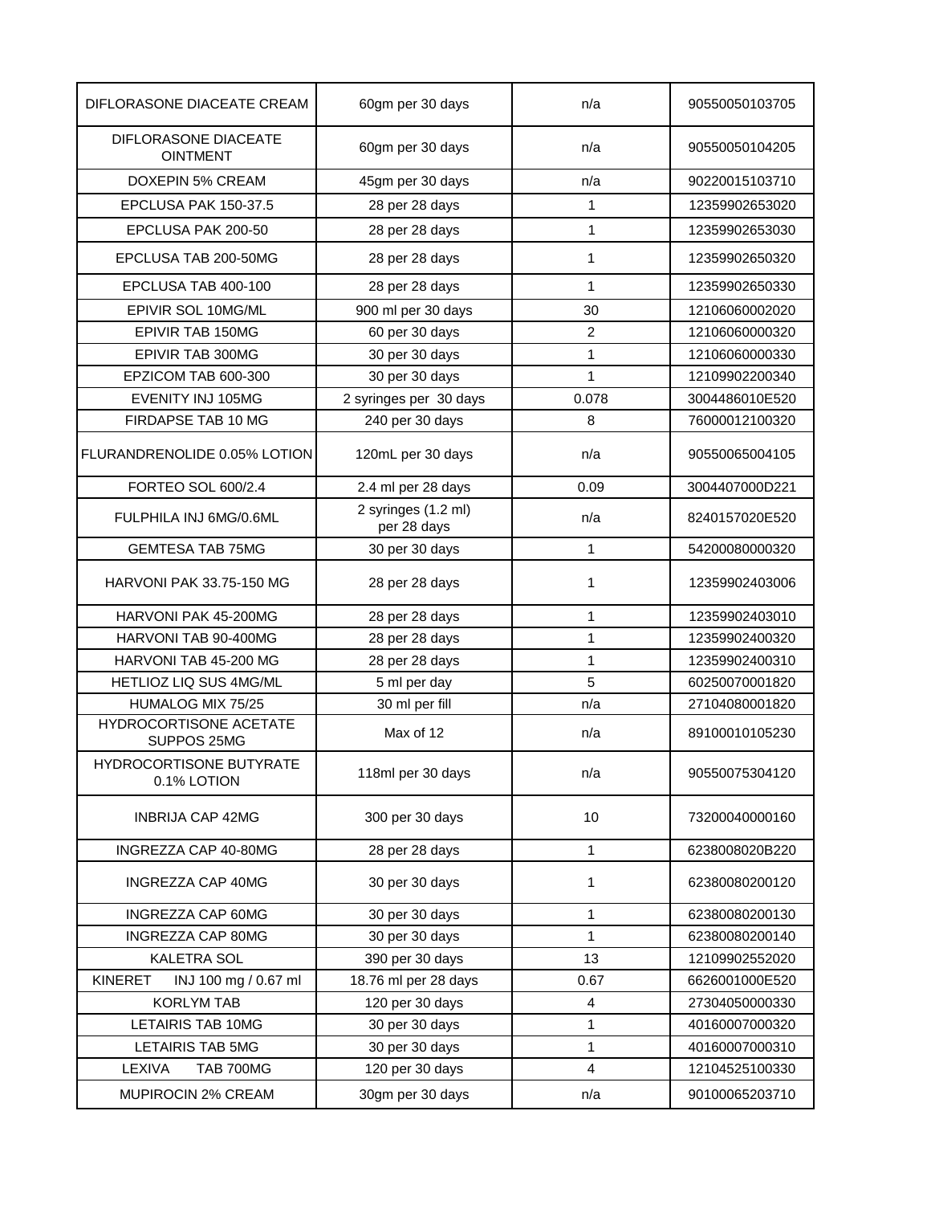| DIFLORASONE DIACEATE CREAM | 60gm per 30 days | n/a | 90550050103705 |
|---|---|---|---|
| DIFLORASONE DIACEATE OINTMENT | 60gm per 30 days | n/a | 90550050104205 |
| DOXEPIN 5% CREAM | 45gm per 30 days | n/a | 90220015103710 |
| EPCLUSA PAK 150-37.5 | 28 per 28 days | 1 | 12359902653020 |
| EPCLUSA PAK 200-50 | 28 per 28 days | 1 | 12359902653030 |
| EPCLUSA TAB 200-50MG | 28 per 28 days | 1 | 12359902650320 |
| EPCLUSA TAB 400-100 | 28 per 28 days | 1 | 12359902650330 |
| EPIVIR SOL 10MG/ML | 900 ml per 30 days | 30 | 12106060002020 |
| EPIVIR TAB 150MG | 60 per 30 days | 2 | 12106060000320 |
| EPIVIR TAB 300MG | 30 per 30 days | 1 | 12106060000330 |
| EPZICOM TAB 600-300 | 30 per 30 days | 1 | 12109902200340 |
| EVENITY INJ 105MG | 2 syringes per 30 days | 0.078 | 3004486010E520 |
| FIRDAPSE TAB 10 MG | 240 per 30 days | 8 | 76000012100320 |
| FLURANDRENOLIDE 0.05% LOTION | 120mL per 30 days | n/a | 90550065004105 |
| FORTEO SOL 600/2.4 | 2.4 ml per 28 days | 0.09 | 3004407000D221 |
| FULPHILA INJ 6MG/0.6ML | 2 syringes (1.2 ml) per 28 days | n/a | 8240157020E520 |
| GEMTESA TAB 75MG | 30 per 30 days | 1 | 54200080000320 |
| HARVONI PAK 33.75-150 MG | 28 per 28 days | 1 | 12359902403006 |
| HARVONI PAK 45-200MG | 28 per 28 days | 1 | 12359902403010 |
| HARVONI TAB 90-400MG | 28 per 28 days | 1 | 12359902400320 |
| HARVONI TAB 45-200 MG | 28 per 28 days | 1 | 12359902400310 |
| HETLIOZ LIQ SUS 4MG/ML | 5 ml per day | 5 | 60250070001820 |
| HUMALOG MIX 75/25 | 30 ml per fill | n/a | 27104080001820 |
| HYDROCORTISONE ACETATE SUPPOS 25MG | Max of 12 | n/a | 89100010105230 |
| HYDROCORTISONE BUTYRATE 0.1% LOTION | 118ml per 30 days | n/a | 90550075304120 |
| INBRIJA CAP 42MG | 300 per 30 days | 10 | 73200040000160 |
| INGREZZA CAP 40-80MG | 28 per 28 days | 1 | 6238008020B220 |
| INGREZZA CAP 40MG | 30 per 30 days | 1 | 62380080200120 |
| INGREZZA CAP 60MG | 30 per 30 days | 1 | 62380080200130 |
| INGREZZA CAP 80MG | 30 per 30 days | 1 | 62380080200140 |
| KALETRA SOL | 390 per 30 days | 13 | 12109902552020 |
| KINERET INJ 100 mg / 0.67 ml | 18.76 ml per 28 days | 0.67 | 6626001000E520 |
| KORLYM TAB | 120 per 30 days | 4 | 27304050000330 |
| LETAIRIS TAB 10MG | 30 per 30 days | 1 | 40160007000320 |
| LETAIRIS TAB 5MG | 30 per 30 days | 1 | 40160007000310 |
| LEXIVA TAB 700MG | 120 per 30 days | 4 | 12104525100330 |
| MUPIROCIN 2% CREAM | 30gm per 30 days | n/a | 90100065203710 |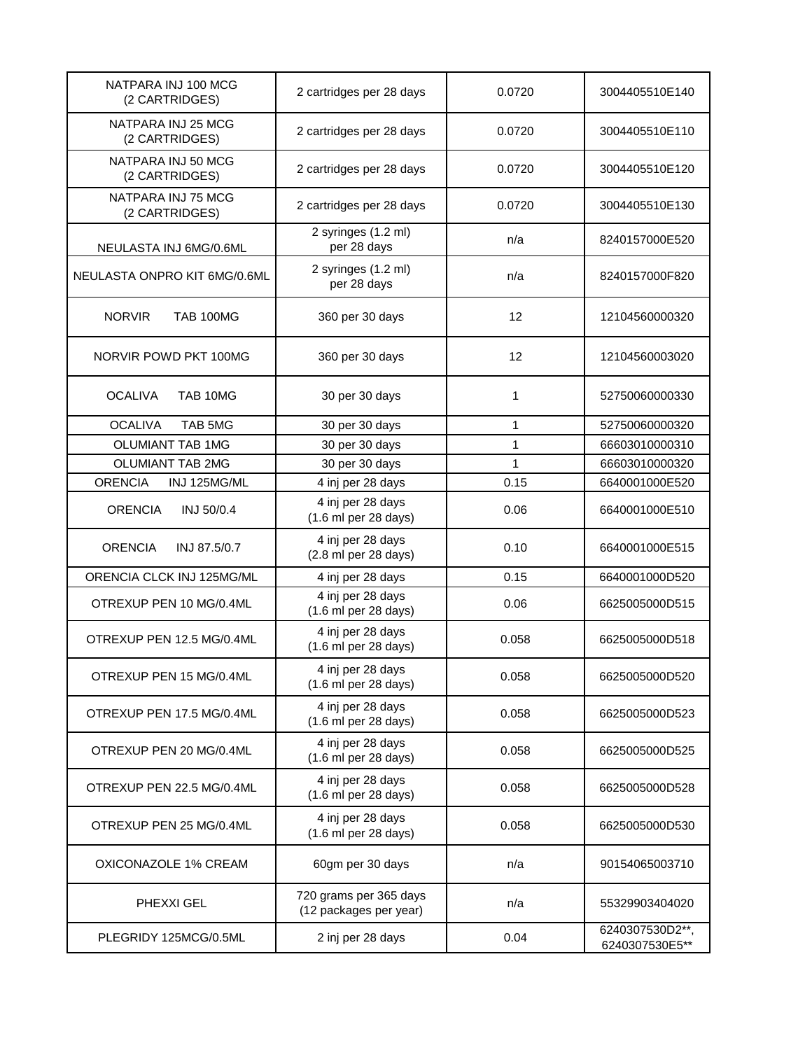| | | | |
|---|---|---|---|
| NATPARA INJ 100 MCG (2 CARTRIDGES) | 2 cartridges per 28 days | 0.0720 | 3004405510E140 |
| NATPARA INJ 25 MCG (2 CARTRIDGES) | 2 cartridges per 28 days | 0.0720 | 3004405510E110 |
| NATPARA INJ 50 MCG (2 CARTRIDGES) | 2 cartridges per 28 days | 0.0720 | 3004405510E120 |
| NATPARA INJ 75 MCG (2 CARTRIDGES) | 2 cartridges per 28 days | 0.0720 | 3004405510E130 |
| NEULASTA INJ 6MG/0.6ML | 2 syringes (1.2 ml) per 28 days | n/a | 8240157000E520 |
| NEULASTA ONPRO KIT 6MG/0.6ML | 2 syringes (1.2 ml) per 28 days | n/a | 8240157000F820 |
| NORVIR TAB 100MG | 360 per 30 days | 12 | 12104560000320 |
| NORVIR POWD PKT 100MG | 360 per 30 days | 12 | 12104560003020 |
| OCALIVA TAB 10MG | 30 per 30 days | 1 | 52750060000330 |
| OCALIVA TAB 5MG | 30 per 30 days | 1 | 52750060000320 |
| OLUMIANT TAB 1MG | 30 per 30 days | 1 | 66603010000310 |
| OLUMIANT TAB 2MG | 30 per 30 days | 1 | 66603010000320 |
| ORENCIA INJ 125MG/ML | 4 inj per 28 days | 0.15 | 6640001000E520 |
| ORENCIA INJ 50/0.4 | 4 inj per 28 days (1.6 ml per 28 days) | 0.06 | 6640001000E510 |
| ORENCIA INJ 87.5/0.7 | 4 inj per 28 days (2.8 ml per 28 days) | 0.10 | 6640001000E515 |
| ORENCIA CLCK INJ 125MG/ML | 4 inj per 28 days | 0.15 | 6640001000D520 |
| OTREXUP PEN 10 MG/0.4ML | 4 inj per 28 days (1.6 ml per 28 days) | 0.06 | 6625005000D515 |
| OTREXUP PEN 12.5 MG/0.4ML | 4 inj per 28 days (1.6 ml per 28 days) | 0.058 | 6625005000D518 |
| OTREXUP PEN 15 MG/0.4ML | 4 inj per 28 days (1.6 ml per 28 days) | 0.058 | 6625005000D520 |
| OTREXUP PEN 17.5 MG/0.4ML | 4 inj per 28 days (1.6 ml per 28 days) | 0.058 | 6625005000D523 |
| OTREXUP PEN 20 MG/0.4ML | 4 inj per 28 days (1.6 ml per 28 days) | 0.058 | 6625005000D525 |
| OTREXUP PEN 22.5 MG/0.4ML | 4 inj per 28 days (1.6 ml per 28 days) | 0.058 | 6625005000D528 |
| OTREXUP PEN 25 MG/0.4ML | 4 inj per 28 days (1.6 ml per 28 days) | 0.058 | 6625005000D530 |
| OXICONAZOLE 1% CREAM | 60gm per 30 days | n/a | 90154065003710 |
| PHEXXI GEL | 720 grams per 365 days (12 packages per year) | n/a | 55329903404020 |
| PLEGRIDY 125MCG/0.5ML | 2 inj per 28 days | 0.04 | 6240307530D2**, 6240307530E5** |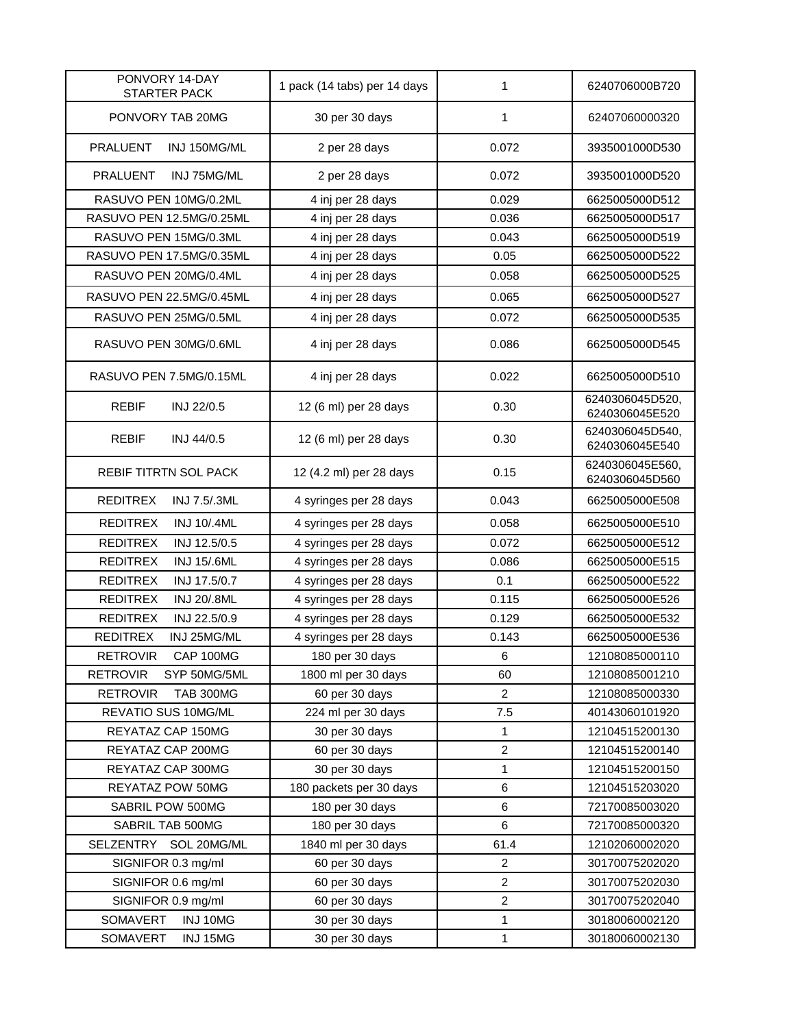| | | | |
|---|---|---|---|
| PONVORY 14-DAY STARTER PACK | 1 pack (14 tabs) per 14 days | 1 | 6240706000B720 |
| PONVORY TAB 20MG | 30 per 30 days | 1 | 62407060000320 |
| PRALUENT INJ 150MG/ML | 2 per 28 days | 0.072 | 3935001000D530 |
| PRALUENT INJ 75MG/ML | 2 per 28 days | 0.072 | 3935001000D520 |
| RASUVO PEN 10MG/0.2ML | 4 inj per 28 days | 0.029 | 6625005000D512 |
| RASUVO PEN 12.5MG/0.25ML | 4 inj per 28 days | 0.036 | 6625005000D517 |
| RASUVO PEN 15MG/0.3ML | 4 inj per 28 days | 0.043 | 6625005000D519 |
| RASUVO PEN 17.5MG/0.35ML | 4 inj per 28 days | 0.05 | 6625005000D522 |
| RASUVO PEN 20MG/0.4ML | 4 inj per 28 days | 0.058 | 6625005000D525 |
| RASUVO PEN 22.5MG/0.45ML | 4 inj per 28 days | 0.065 | 6625005000D527 |
| RASUVO PEN 25MG/0.5ML | 4 inj per 28 days | 0.072 | 6625005000D535 |
| RASUVO PEN 30MG/0.6ML | 4 inj per 28 days | 0.086 | 6625005000D545 |
| RASUVO PEN 7.5MG/0.15ML | 4 inj per 28 days | 0.022 | 6625005000D510 |
| REBIF INJ 22/0.5 | 12 (6 ml) per 28 days | 0.30 | 6240306045D520, 6240306045E520 |
| REBIF INJ 44/0.5 | 12 (6 ml) per 28 days | 0.30 | 6240306045D540, 6240306045E540 |
| REBIF TITRTN SOL PACK | 12 (4.2 ml) per 28 days | 0.15 | 6240306045E560, 6240306045D560 |
| REDITREX INJ 7.5/.3ML | 4 syringes per 28 days | 0.043 | 6625005000E508 |
| REDITREX INJ 10/.4ML | 4 syringes per 28 days | 0.058 | 6625005000E510 |
| REDITREX INJ 12.5/0.5 | 4 syringes per 28 days | 0.072 | 6625005000E512 |
| REDITREX INJ 15/.6ML | 4 syringes per 28 days | 0.086 | 6625005000E515 |
| REDITREX INJ 17.5/0.7 | 4 syringes per 28 days | 0.1 | 6625005000E522 |
| REDITREX INJ 20/.8ML | 4 syringes per 28 days | 0.115 | 6625005000E526 |
| REDITREX INJ 22.5/0.9 | 4 syringes per 28 days | 0.129 | 6625005000E532 |
| REDITREX INJ 25MG/ML | 4 syringes per 28 days | 0.143 | 6625005000E536 |
| RETROVIR CAP 100MG | 180 per 30 days | 6 | 12108085000110 |
| RETROVIR SYP 50MG/5ML | 1800 ml per 30 days | 60 | 12108085001210 |
| RETROVIR TAB 300MG | 60 per 30 days | 2 | 12108085000330 |
| REVATIO SUS 10MG/ML | 224 ml per 30 days | 7.5 | 40143060101920 |
| REYATAZ CAP 150MG | 30 per 30 days | 1 | 12104515200130 |
| REYATAZ CAP 200MG | 60 per 30 days | 2 | 12104515200140 |
| REYATAZ CAP 300MG | 30 per 30 days | 1 | 12104515200150 |
| REYATAZ POW 50MG | 180 packets per 30 days | 6 | 12104515203020 |
| SABRIL POW 500MG | 180 per 30 days | 6 | 72170085003020 |
| SABRIL TAB 500MG | 180 per 30 days | 6 | 72170085000320 |
| SELZENTRY SOL 20MG/ML | 1840 ml per 30 days | 61.4 | 12102060002020 |
| SIGNIFOR 0.3 mg/ml | 60 per 30 days | 2 | 30170075202020 |
| SIGNIFOR 0.6 mg/ml | 60 per 30 days | 2 | 30170075202030 |
| SIGNIFOR 0.9 mg/ml | 60 per 30 days | 2 | 30170075202040 |
| SOMAVERT INJ 10MG | 30 per 30 days | 1 | 30180060002120 |
| SOMAVERT INJ 15MG | 30 per 30 days | 1 | 30180060002130 |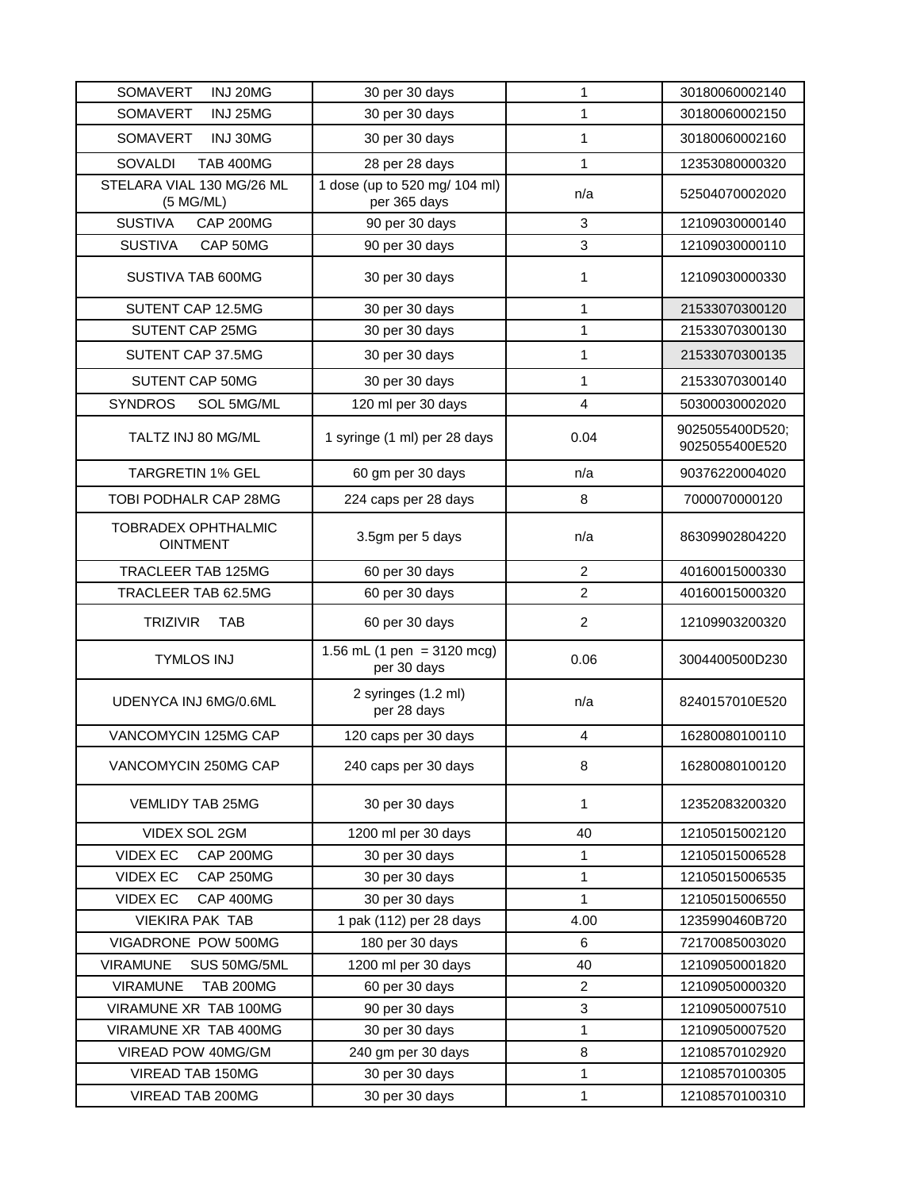| SOMAVERT INJ 20MG | 30 per 30 days | 1 | 30180060002140 |
|---|---|---|---|
| SOMAVERT INJ 25MG | 30 per 30 days | 1 | 30180060002150 |
| SOMAVERT INJ 30MG | 30 per 30 days | 1 | 30180060002160 |
| SOVALDI TAB 400MG | 28 per 28 days | 1 | 12353080000320 |
| STELARA VIAL 130 MG/26 ML (5 MG/ML) | 1 dose (up to 520 mg/ 104 ml) per 365 days | n/a | 52504070002020 |
| SUSTIVA CAP 200MG | 90 per 30 days | 3 | 12109030000140 |
| SUSTIVA CAP 50MG | 90 per 30 days | 3 | 12109030000110 |
| SUSTIVA TAB 600MG | 30 per 30 days | 1 | 12109030000330 |
| SUTENT CAP 12.5MG | 30 per 30 days | 1 | 21533070300120 |
| SUTENT CAP 25MG | 30 per 30 days | 1 | 21533070300130 |
| SUTENT CAP 37.5MG | 30 per 30 days | 1 | 21533070300135 |
| SUTENT CAP 50MG | 30 per 30 days | 1 | 21533070300140 |
| SYNDROS SOL 5MG/ML | 120 ml per 30 days | 4 | 50300030002020 |
| TALTZ INJ 80 MG/ML | 1 syringe (1 ml) per 28 days | 0.04 | 9025055400D520; 9025055400E520 |
| TARGRETIN 1% GEL | 60 gm per 30 days | n/a | 90376220004020 |
| TOBI PODHALR CAP 28MG | 224 caps per 28 days | 8 | 7000070000120 |
| TOBRADEX OPHTHALMIC OINTMENT | 3.5gm per 5 days | n/a | 86309902804220 |
| TRACLEER TAB 125MG | 60 per 30 days | 2 | 40160015000330 |
| TRACLEER TAB 62.5MG | 60 per 30 days | 2 | 40160015000320 |
| TRIZIVIR TAB | 60 per 30 days | 2 | 12109903200320 |
| TYMLOS INJ | 1.56 mL (1 pen = 3120 mcg) per 30 days | 0.06 | 3004400500D230 |
| UDENYCA INJ 6MG/0.6ML | 2 syringes (1.2 ml) per 28 days | n/a | 8240157010E520 |
| VANCOMYCIN 125MG CAP | 120 caps per 30 days | 4 | 16280080100110 |
| VANCOMYCIN 250MG CAP | 240 caps per 30 days | 8 | 16280080100120 |
| VEMLIDY TAB 25MG | 30 per 30 days | 1 | 12352083200320 |
| VIDEX SOL 2GM | 1200 ml per 30 days | 40 | 12105015002120 |
| VIDEX EC CAP 200MG | 30 per 30 days | 1 | 12105015006528 |
| VIDEX EC CAP 250MG | 30 per 30 days | 1 | 12105015006535 |
| VIDEX EC CAP 400MG | 30 per 30 days | 1 | 12105015006550 |
| VIEKIRA PAK TAB | 1 pak (112) per 28 days | 4.00 | 1235990460B720 |
| VIGADRONE POW 500MG | 180 per 30 days | 6 | 72170085003020 |
| VIRAMUNE SUS 50MG/5ML | 1200 ml per 30 days | 40 | 12109050001820 |
| VIRAMUNE TAB 200MG | 60 per 30 days | 2 | 12109050000320 |
| VIRAMUNE XR TAB 100MG | 90 per 30 days | 3 | 12109050007510 |
| VIRAMUNE XR TAB 400MG | 30 per 30 days | 1 | 12109050007520 |
| VIREAD POW 40MG/GM | 240 gm per 30 days | 8 | 12108570102920 |
| VIREAD TAB 150MG | 30 per 30 days | 1 | 12108570100305 |
| VIREAD TAB 200MG | 30 per 30 days | 1 | 12108570100310 |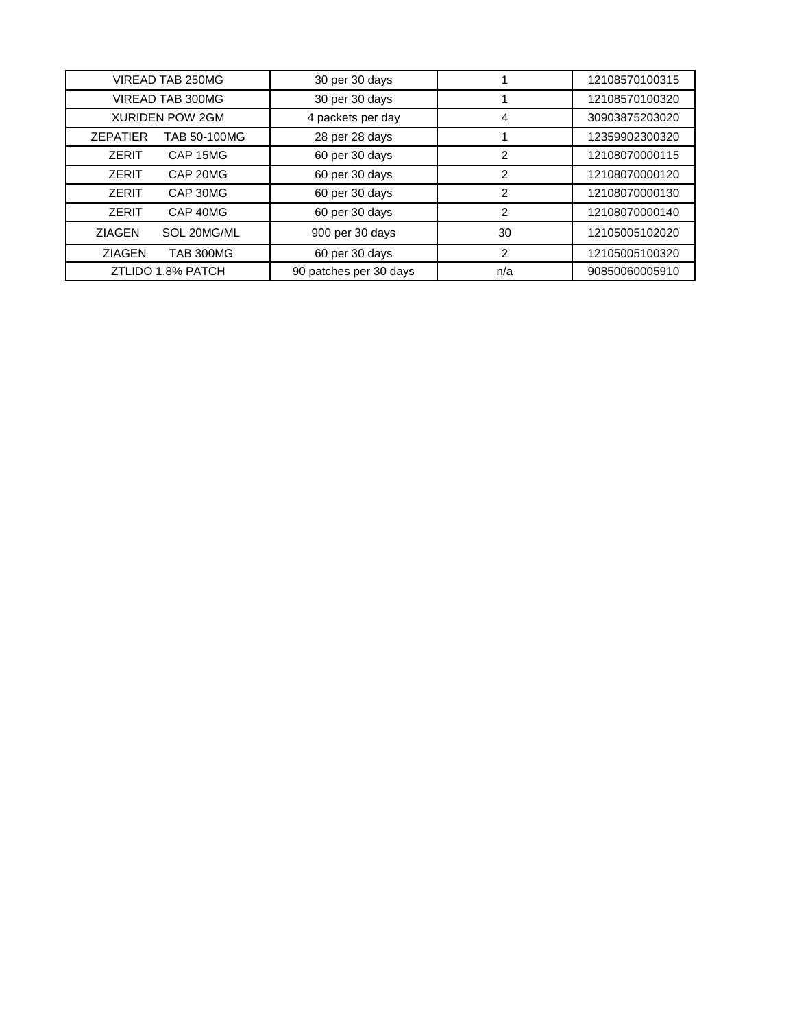| | | | |
|---|---|---|---|
| VIREAD TAB 250MG | 30 per 30 days | 1 | 12108570100315 |
| VIREAD TAB 300MG | 30 per 30 days | 1 | 12108570100320 |
| XURIDEN POW 2GM | 4 packets per day | 4 | 30903875203020 |
| ZEPATIER TAB 50-100MG | 28 per 28 days | 1 | 12359902300320 |
| ZERIT CAP 15MG | 60 per 30 days | 2 | 12108070000115 |
| ZERIT CAP 20MG | 60 per 30 days | 2 | 12108070000120 |
| ZERIT CAP 30MG | 60 per 30 days | 2 | 12108070000130 |
| ZERIT CAP 40MG | 60 per 30 days | 2 | 12108070000140 |
| ZIAGEN SOL 20MG/ML | 900 per 30 days | 30 | 12105005102020 |
| ZIAGEN TAB 300MG | 60 per 30 days | 2 | 12105005100320 |
| ZTLIDO 1.8% PATCH | 90 patches per 30 days | n/a | 90850060005910 |